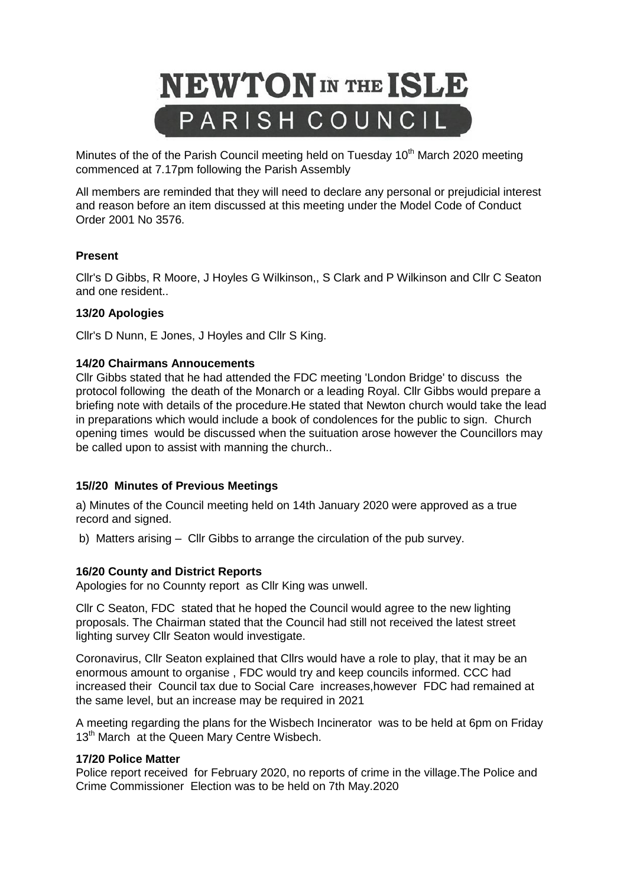# NEWTON IN THE ISLE PARISH COUNCIL

Minutes of the of the Parish Council meeting held on Tuesday 10th March 2020 meeting commenced at 7.17pm following the Parish Assembly

All members are reminded that they will need to declare any personal or prejudicial interest and reason before an item discussed at this meeting under the Model Code of Conduct Order 2001 No 3576.

**Present**

Cllr's D Gibbs, R Moore, J Hoyles G Wilkinson,, S Clark and P Wilkinson and Cllr C Seaton and one resident..

**13/20 Apologies**

Cllr's D Nunn, E Jones, J Hoyles and Cllr S King.

**14/20 Chairmans Annoucements**

Cllr Gibbs stated that he had attended the FDC meeting 'London Bridge' to discuss the protocol following the death of the Monarch or a leading Royal. Cllr Gibbs would prepare a briefing note with details of the procedure.He stated that Newton church would take the lead in preparations which would include a book of condolences for the public to sign. Church opening times would be discussed when the suituation arose however the Councillors may be called upon to assist with manning the church..

**15//20 Minutes of Previous Meetings**

a) Minutes of the Council meeting held on 14th January 2020 were approved as a true record and signed.

b) Matters arising – Cllr Gibbs to arrange the circulation of the pub survey.

**16/20 County and District Reports**

Apologies for no Counnty report as Cllr King was unwell.

Cllr C Seaton, FDC stated that he hoped the Council would agree to the new lighting proposals. The Chairman stated that the Council had still not received the latest street lighting survey Cllr Seaton would investigate.

Coronavirus, Cllr Seaton explained that Cllrs would have a role to play, that it may be an enormous amount to organise , FDC would try and keep councils informed. CCC had increased their Council tax due to Social Care increases,however FDC had remained at the same level, but an increase may be required in 2021

A meeting regarding the plans for the Wisbech Incinerator was to be held at 6pm on Friday 13th March at the Queen Mary Centre Wisbech.

**17/20 Police Matter**

Police report received for February 2020, no reports of crime in the village.The Police and Crime Commissioner Election was to be held on 7th May.2020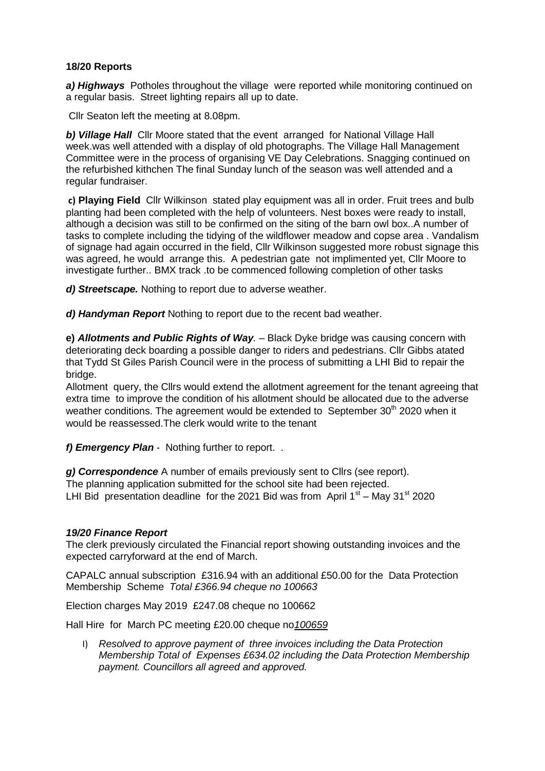**18/20 Reports**

***a) Highways*** Potholes throughout the village were reported while monitoring continued on a regular basis. Street lighting repairs all up to date.

Cllr Seaton left the meeting at 8.08pm.

***b) Village Hall*** Cllr Moore stated that the event arranged for National Village Hall week.was well attended with a display of old photographs. The Village Hall Management Committee were in the process of organising VE Day Celebrations. Snagging continued on the refurbished kithchen The final Sunday lunch of the season was well attended and a regular fundraiser.

**c) Playing Field** Cllr Wilkinson stated play equipment was all in order. Fruit trees and bulb planting had been completed with the help of volunteers. Nest boxes were ready to install, although a decision was still to be confirmed on the siting of the barn owl box..A number of tasks to complete including the tidying of the wildflower meadow and copse area . Vandalism of signage had again occurred in the field, Cllr Wilkinson suggested more robust signage this was agreed, he would arrange this. A pedestrian gate not implimented yet, Cllr Moore to investigate further.. BMX track .to be commenced following completion of other tasks

***d) Streetscape.*** Nothing to report due to adverse weather.

***d) Handyman Report*** Nothing to report due to the recent bad weather.

**e)** ***Allotments and Public Rights of Way***. – Black Dyke bridge was causing concern with deteriorating deck boarding a possible danger to riders and pedestrians. Cllr Gibbs atated that Tydd St Giles Parish Council were in the process of submitting a LHI Bid to repair the bridge.

Allotment query, the Cllrs would extend the allotment agreement for the tenant agreeing that extra time to improve the condition of his allotment should be allocated due to the adverse weather conditions. The agreement would be extended to September 30th 2020 when it would be reassessed.The clerk would write to the tenant

***f) Emergency Plan*** - Nothing further to report. .

***g) Correspondence*** A number of emails previously sent to Cllrs (see report).
The planning application submitted for the school site had been rejected.
LHI Bid presentation deadline for the 2021 Bid was from April 1st – May 31st 2020

***19/20 Finance Report***

The clerk previously circulated the Financial report showing outstanding invoices and the expected carryforward at the end of March.

CAPALC annual subscription £316.94 with an additional £50.00 for the Data Protection Membership Scheme *Total £366.94 cheque no 100663*

Election charges May 2019 £247.08 cheque no 100662

Hall Hire for March PC meeting £20.00 cheque no*100659*

I) *Resolved to approve payment of three invoices including the Data Protection Membership Total of Expenses £634.02 including the Data Protection Membership payment. Councillors all agreed and approved.*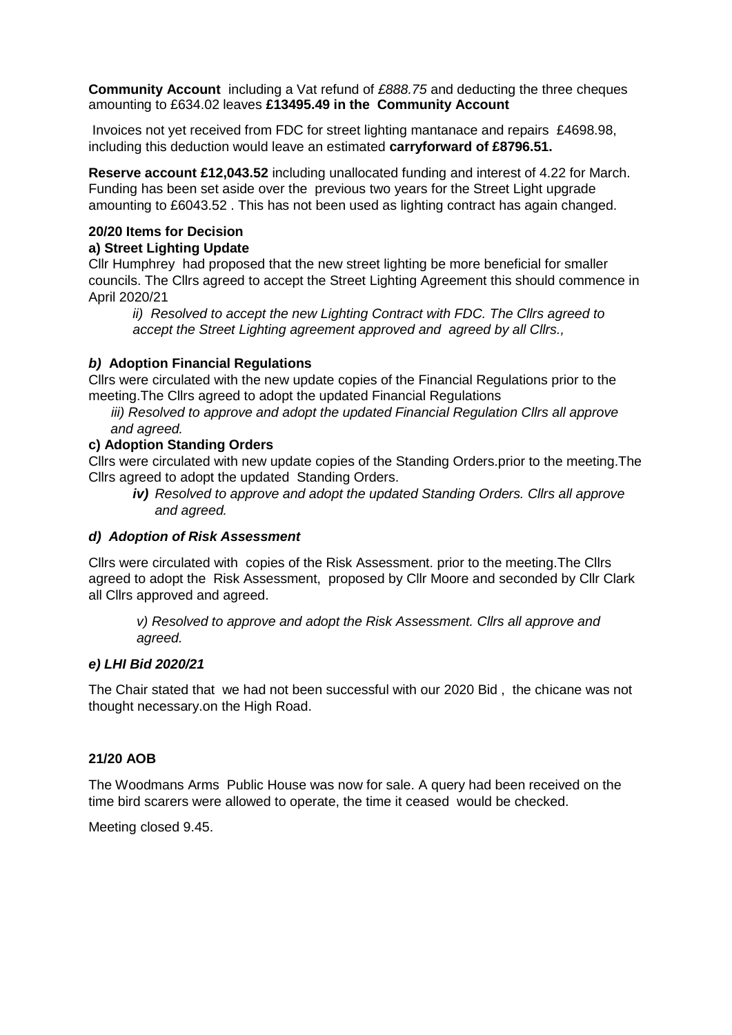**Community Account** including a Vat refund of *£888.75* and deducting the three cheques amounting to £634.02 leaves **£13495.49 in the Community Account**

Invoices not yet received from FDC for street lighting mantanace and repairs £4698.98, including this deduction would leave an estimated **carryforward of £8796.51.**

**Reserve account £12,043.52** including unallocated funding and interest of 4.22 for March. Funding has been set aside over the previous two years for the Street Light upgrade amounting to £6043.52 . This has not been used as lighting contract has again changed.

**20/20 Items for Decision**

**a) Street Lighting Update**

Cllr Humphrey had proposed that the new street lighting be more beneficial for smaller councils. The Cllrs agreed to accept the Street Lighting Agreement this should commence in April 2020/21

> *ii) Resolved to accept the new Lighting Contract with FDC. The Cllrs agreed to accept the Street Lighting agreement approved and agreed by all Cllrs.,*

***b)* Adoption Financial Regulations**

Cllrs were circulated with the new update copies of the Financial Regulations prior to the meeting.The Cllrs agreed to adopt the updated Financial Regulations

> *iii) Resolved to approve and adopt the updated Financial Regulation Cllrs all approve and agreed.*

**c) Adoption Standing Orders**

Cllrs were circulated with new update copies of the Standing Orders.prior to the meeting.The Cllrs agreed to adopt the updated Standing Orders.

> ***iv)*** *Resolved to approve and adopt the updated Standing Orders. Cllrs all approve and agreed.*

***d) Adoption of Risk Assessment***

Cllrs were circulated with copies of the Risk Assessment. prior to the meeting.The Cllrs agreed to adopt the Risk Assessment, proposed by Cllr Moore and seconded by Cllr Clark all Cllrs approved and agreed.

> *v) Resolved to approve and adopt the Risk Assessment. Cllrs all approve and agreed.*

***e) LHI Bid 2020/21***

The Chair stated that we had not been successful with our 2020 Bid , the chicane was not thought necessary.on the High Road.

**21/20 AOB**

The Woodmans Arms Public House was now for sale. A query had been received on the time bird scarers were allowed to operate, the time it ceased would be checked.

Meeting closed 9.45.